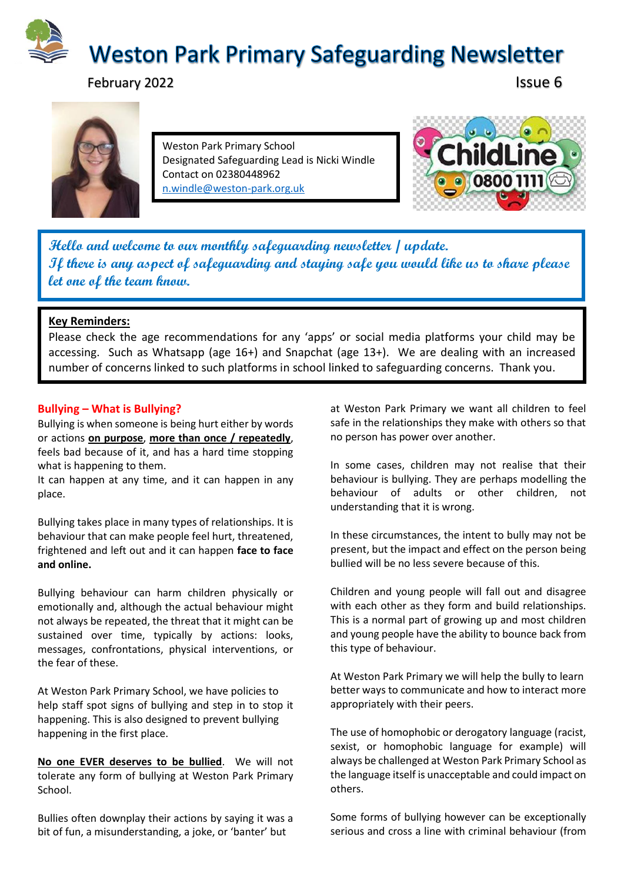# Weston Park Primary Safeguarding Newsletter

February 2022

Issue 6

Weston Park Primary School
Designated Safeguarding Lead is Nicki Windle
Contact on 02380448962
n.windle@weston-park.org.uk

ChildLine 0800 1111

*Hello and welcome to our monthly safeguarding newsletter / update.*
*If there is any aspect of safeguarding and staying safe you would like us to share please let one of the team know.*

**Key Reminders:**

Please check the age recommendations for any 'apps' or social media platforms your child may be accessing. Such as Whatsapp (age 16+) and Snapchat (age 13+). We are dealing with an increased number of concerns linked to such platforms in school linked to safeguarding concerns. Thank you.

## Bullying – What is Bullying?

Bullying is when someone is being hurt either by words or actions **on purpose**, **more than once / repeatedly**, feels bad because of it, and has a hard time stopping what is happening to them.
It can happen at any time, and it can happen in any place.

Bullying takes place in many types of relationships. It is behaviour that can make people feel hurt, threatened, frightened and left out and it can happen **face to face and online.**

Bullying behaviour can harm children physically or emotionally and, although the actual behaviour might not always be repeated, the threat that it might can be sustained over time, typically by actions: looks, messages, confrontations, physical interventions, or the fear of these.

At Weston Park Primary School, we have policies to help staff spot signs of bullying and step in to stop it happening. This is also designed to prevent bullying happening in the first place.

**No one EVER deserves to be bullied**. We will not tolerate any form of bullying at Weston Park Primary School.

Bullies often downplay their actions by saying it was a bit of fun, a misunderstanding, a joke, or 'banter' but at Weston Park Primary we want all children to feel safe in the relationships they make with others so that no person has power over another.

In some cases, children may not realise that their behaviour is bullying. They are perhaps modelling the behaviour of adults or other children, not understanding that it is wrong.

In these circumstances, the intent to bully may not be present, but the impact and effect on the person being bullied will be no less severe because of this.

Children and young people will fall out and disagree with each other as they form and build relationships. This is a normal part of growing up and most children and young people have the ability to bounce back from this type of behaviour.

At Weston Park Primary we will help the bully to learn better ways to communicate and how to interact more appropriately with their peers.

The use of homophobic or derogatory language (racist, sexist, or homophobic language for example) will always be challenged at Weston Park Primary School as the language itself is unacceptable and could impact on others.

Some forms of bullying however can be exceptionally serious and cross a line with criminal behaviour (from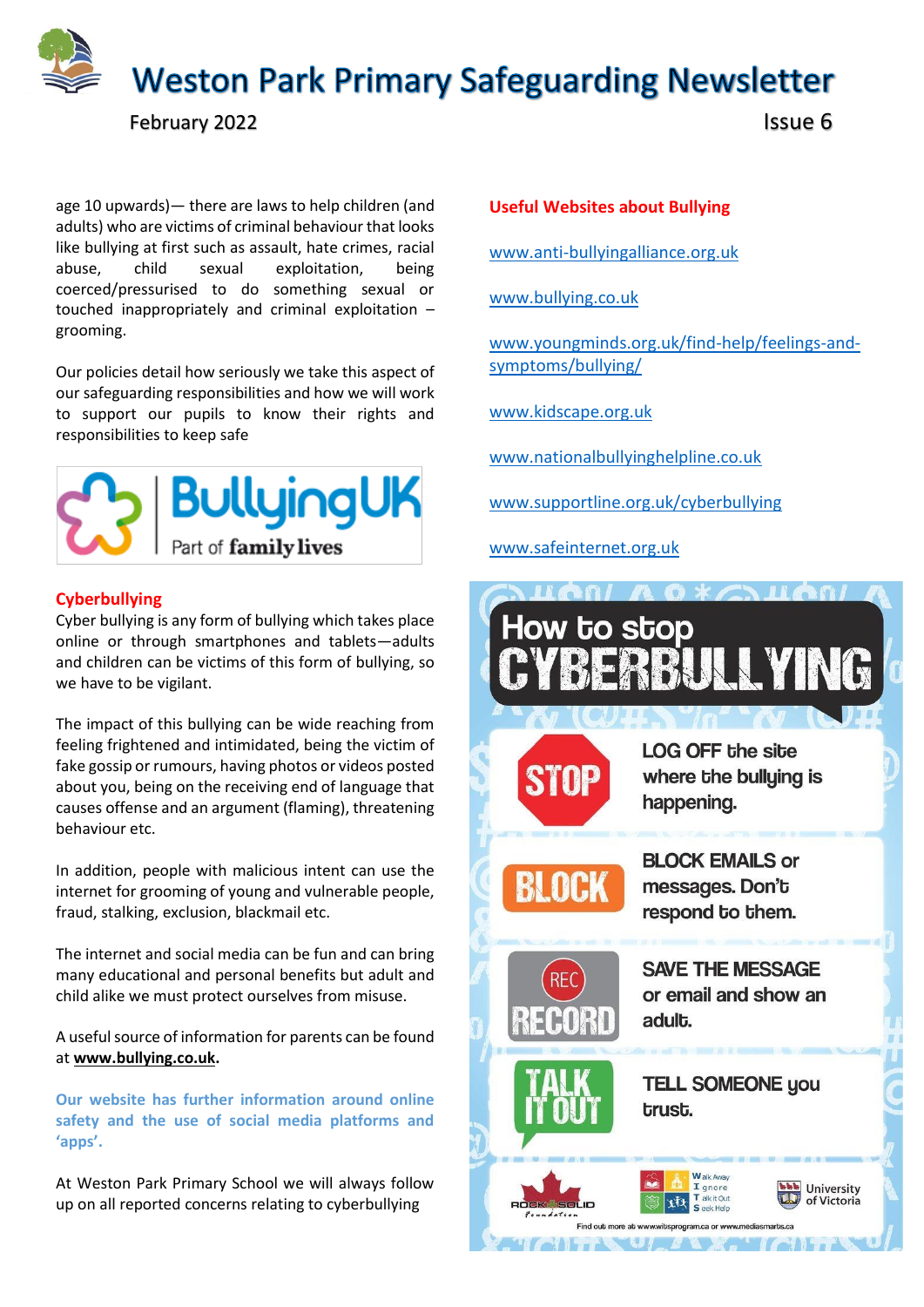# Weston Park Primary Safeguarding Newsletter

February 2022

age 10 upwards)— there are laws to help children (and adults) who are victims of criminal behaviour that looks like bullying at first such as assault, hate crimes, racial abuse, child sexual exploitation, being coerced/pressurised to do something sexual or touched inappropriately and criminal exploitation – grooming.

Our policies detail how seriously we take this aspect of our safeguarding responsibilities and how we will work to support our pupils to know their rights and responsibilities to keep safe

BullyingUK
Part of family lives

## Cyberbullying

Cyber bullying is any form of bullying which takes place online or through smartphones and tablets—adults and children can be victims of this form of bullying, so we have to be vigilant.

The impact of this bullying can be wide reaching from feeling frightened and intimidated, being the victim of fake gossip or rumours, having photos or videos posted about you, being on the receiving end of language that causes offense and an argument (flaming), threatening behaviour etc.

In addition, people with malicious intent can use the internet for grooming of young and vulnerable people, fraud, stalking, exclusion, blackmail etc.

The internet and social media can be fun and can bring many educational and personal benefits but adult and child alike we must protect ourselves from misuse.

A useful source of information for parents can be found at **www.bullying.co.uk**.

**Our website has further information around online safety and the use of social media platforms and 'apps'.**

At Weston Park Primary School we will always follow up on all reported concerns relating to cyberbullying

## Useful Websites about Bullying

www.anti-bullyingalliance.org.uk

www.bullying.co.uk

www.youngminds.org.uk/find-help/feelings-and-symptoms/bullying/

www.kidscape.org.uk

www.nationalbullyinghelpline.co.uk

www.supportline.org.uk/cyberbullying

www.safeinternet.org.uk

## How to stop CYBERBULLYING

STOP — LOG OFF the site where the bullying is happening.

BLOCK — BLOCK EMAILS or messages. Don't respond to them.

REC RECORD — SAVE THE MESSAGE or email and show an adult.

TALK IT OUT — TELL SOMEONE you trust.

Rock Solid Foundation | Walk Away, Ignore, Talk it Out, Seek Help | University of Victoria

Find out more at www.witsprogram.ca or www.mediasmarts.ca